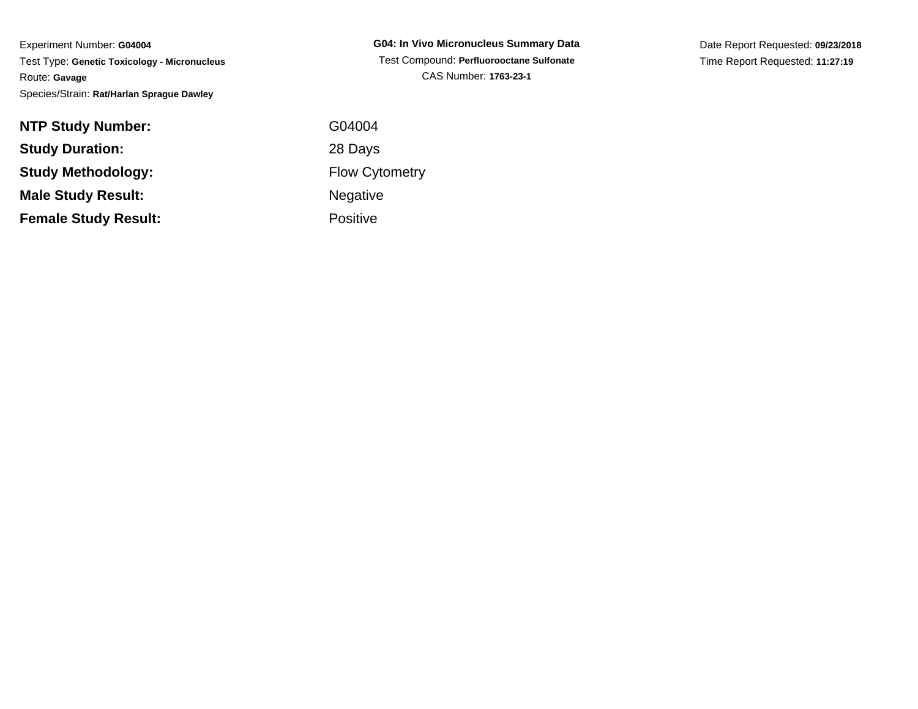Experiment Number: **G04004**
Test Type: **Genetic Toxicology - Micronucleus**
Route: **Gavage**
Species/Strain: **Rat/Harlan Sprague Dawley**

**G04: In Vivo Micronucleus Summary Data**
Test Compound: **Perfluorooctane Sulfonate**
CAS Number: **1763-23-1**

Date Report Requested: **09/23/2018**
Time Report Requested: **11:27:19**

| | |
|---|---|
| **NTP Study Number:** | G04004 |
| **Study Duration:** | 28 Days |
| **Study Methodology:** | Flow Cytometry |
| **Male Study Result:** | Negative |
| **Female Study Result:** | Positive |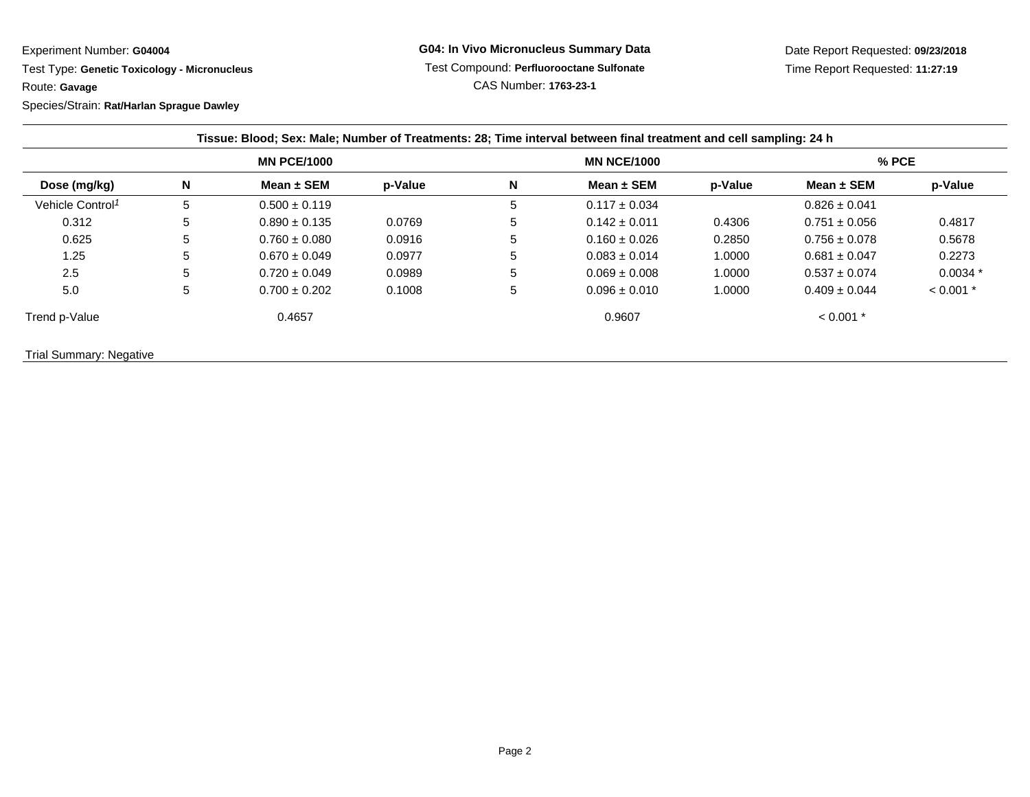Experiment Number: **G04004**

Test Type: **Genetic Toxicology - Micronucleus**

Route: **Gavage**

Species/Strain: **Rat/Harlan Sprague Dawley**

**G04: In Vivo Micronucleus Summary Data**

Test Compound: **Perfluorooctane Sulfonate**

CAS Number: **1763-23-1**

Date Report Requested: **09/23/2018**

Time Report Requested: **11:27:19**

| **Tissue: Blood; Sex: Male; Number of Treatments: 28; Time interval between final treatment and cell sampling: 24 h** | | | | | | | | |
|---|---|---|---|---|---|---|---|---|
| | **MN PCE/1000** | | | **MN NCE/1000** | | | **% PCE** | |
| **Dose (mg/kg)** | **N** | **Mean ± SEM** | **p-Value** | **N** | **Mean ± SEM** | **p-Value** | **Mean ± SEM** | **p-Value** |
| Vehicle Control[1] | 5 | 0.500 ± 0.119 | | 5 | 0.117 ± 0.034 | | 0.826 ± 0.041 | |
| 0.312 | 5 | 0.890 ± 0.135 | 0.0769 | 5 | 0.142 ± 0.011 | 0.4306 | 0.751 ± 0.056 | 0.4817 |
| 0.625 | 5 | 0.760 ± 0.080 | 0.0916 | 5 | 0.160 ± 0.026 | 0.2850 | 0.756 ± 0.078 | 0.5678 |
| 1.25 | 5 | 0.670 ± 0.049 | 0.0977 | 5 | 0.083 ± 0.014 | 1.0000 | 0.681 ± 0.047 | 0.2273 |
| 2.5 | 5 | 0.720 ± 0.049 | 0.0989 | 5 | 0.069 ± 0.008 | 1.0000 | 0.537 ± 0.074 | 0.0034 * |
| 5.0 | 5 | 0.700 ± 0.202 | 0.1008 | 5 | 0.096 ± 0.010 | 1.0000 | 0.409 ± 0.044 | < 0.001 * |
| Trend p-Value | | 0.4657 | | | 0.9607 | | < 0.001 * | |

Trial Summary: Negative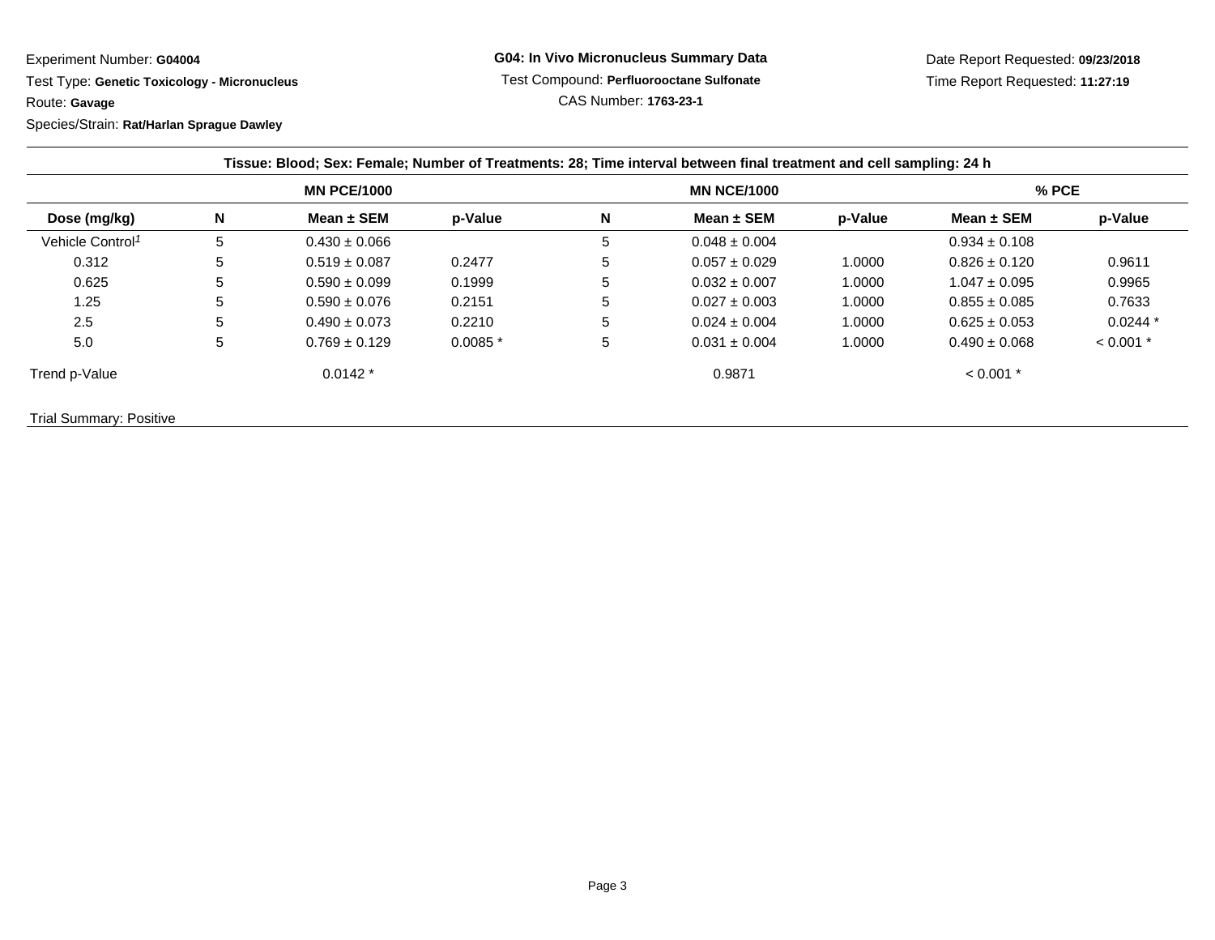Experiment Number: **G04004**

Test Type: **Genetic Toxicology - Micronucleus**

Route: **Gavage**

Species/Strain: **Rat/Harlan Sprague Dawley**

**G04: In Vivo Micronucleus Summary Data**

Test Compound: **Perfluorooctane Sulfonate**

CAS Number: **1763-23-1**

Date Report Requested: **09/23/2018**

Time Report Requested: **11:27:19**

**Tissue: Blood; Sex: Female; Number of Treatments: 28; Time interval between final treatment and cell sampling: 24 h**

| | MN PCE/1000 | | | MN NCE/1000 | | | % PCE | |
|---|---|---|---|---|---|---|---|---|
| **Dose (mg/kg)** | **N** | **Mean ± SEM** | **p-Value** | **N** | **Mean ± SEM** | **p-Value** | **Mean ± SEM** | **p-Value** |
| Vehicle Control[1] | 5 | 0.430 ± 0.066 | | 5 | 0.048 ± 0.004 | | 0.934 ± 0.108 | |
| 0.312 | 5 | 0.519 ± 0.087 | 0.2477 | 5 | 0.057 ± 0.029 | 1.0000 | 0.826 ± 0.120 | 0.9611 |
| 0.625 | 5 | 0.590 ± 0.099 | 0.1999 | 5 | 0.032 ± 0.007 | 1.0000 | 1.047 ± 0.095 | 0.9965 |
| 1.25 | 5 | 0.590 ± 0.076 | 0.2151 | 5 | 0.027 ± 0.003 | 1.0000 | 0.855 ± 0.085 | 0.7633 |
| 2.5 | 5 | 0.490 ± 0.073 | 0.2210 | 5 | 0.024 ± 0.004 | 1.0000 | 0.625 ± 0.053 | 0.0244 * |
| 5.0 | 5 | 0.769 ± 0.129 | 0.0085 * | 5 | 0.031 ± 0.004 | 1.0000 | 0.490 ± 0.068 | < 0.001 * |
| Trend p-Value | | 0.0142 * | | | 0.9871 | | < 0.001 * | |

Trial Summary: Positive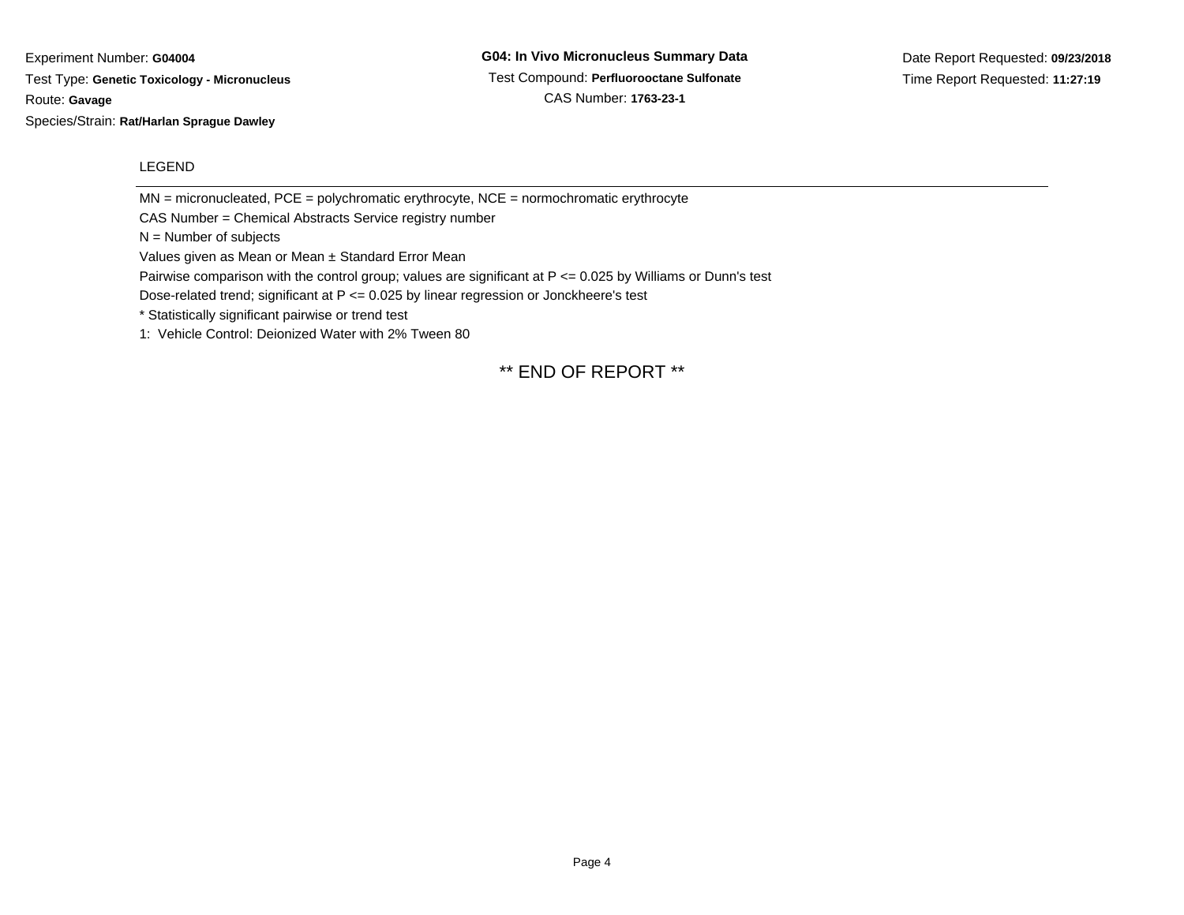Experiment Number: **G04004**

Test Type: **Genetic Toxicology - Micronucleus**

Route: **Gavage**

Species/Strain: **Rat/Harlan Sprague Dawley**

**G04: In Vivo Micronucleus Summary Data**

Test Compound: **Perfluorooctane Sulfonate**

CAS Number: **1763-23-1**

Date Report Requested: **09/23/2018**

Time Report Requested: **11:27:19**

LEGEND

MN = micronucleated, PCE = polychromatic erythrocyte, NCE = normochromatic erythrocyte

CAS Number = Chemical Abstracts Service registry number

N = Number of subjects

Values given as Mean or Mean ± Standard Error Mean

Pairwise comparison with the control group; values are significant at $P <= 0.025$ by Williams or Dunn's test

Dose-related trend; significant at $P <= 0.025$ by linear regression or Jonckheere's test

* Statistically significant pairwise or trend test

1: Vehicle Control: Deionized Water with 2% Tween 80

** END OF REPORT **